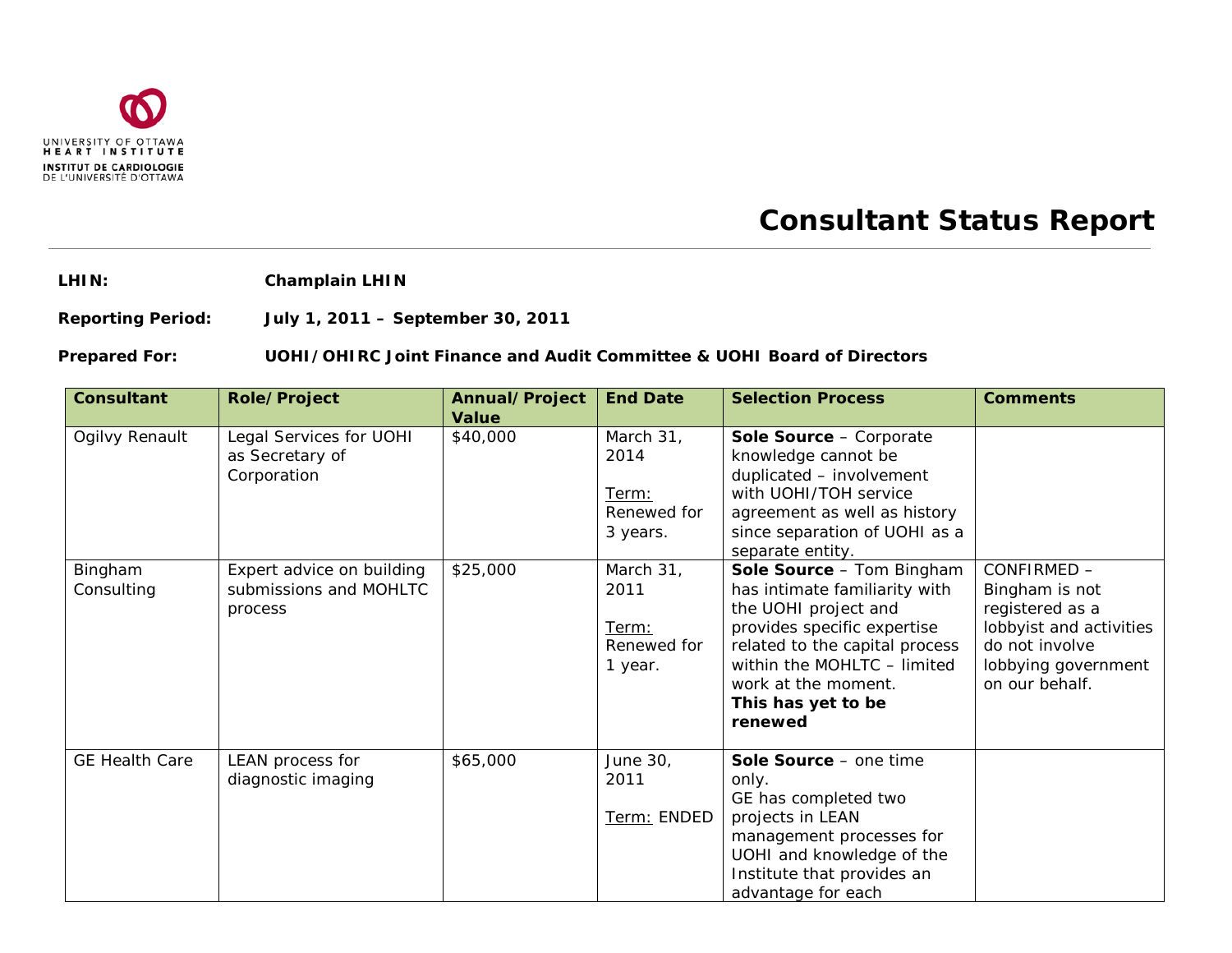UNIVERSITY OF OTTAWA
HEART INSTITUTE
INSTITUT DE CARDIOLOGIE
DE L'UNIVERSITÉ D'OTTAWA

# Consultant Status Report

**LHIN:** **Champlain LHIN**

**Reporting Period:** **July 1, 2011 – September 30, 2011**

**Prepared For:** **UOHI/OHIRC Joint Finance and Audit Committee & UOHI Board of Directors**

| Consultant | Role/Project | Annual/Project Value | End Date | Selection Process | Comments |
|---|---|---|---|---|---|
| Ogilvy Renault | Legal Services for UOHI as Secretary of Corporation | $40,000 | March 31, 2014<br><br>Term: Renewed for 3 years. | **Sole Source** – Corporate knowledge cannot be duplicated – involvement with UOHI/TOH service agreement as well as history since separation of UOHI as a separate entity. | |
| Bingham Consulting | Expert advice on building submissions and MOHLTC process | $25,000 | March 31, 2011<br><br>Term: Renewed for 1 year. | **Sole Source** – Tom Bingham has intimate familiarity with the UOHI project and provides specific expertise related to the capital process within the MOHLTC – limited work at the moment.<br>**This has yet to be renewed** | CONFIRMED – Bingham is not registered as a lobbyist and activities do not involve lobbying government on our behalf. |
| GE Health Care | LEAN process for diagnostic imaging | $65,000 | June 30, 2011<br><br>Term: ENDED | **Sole Source** – one time only.<br>GE has completed two projects in LEAN management processes for UOHI and knowledge of the Institute that provides an advantage for each | |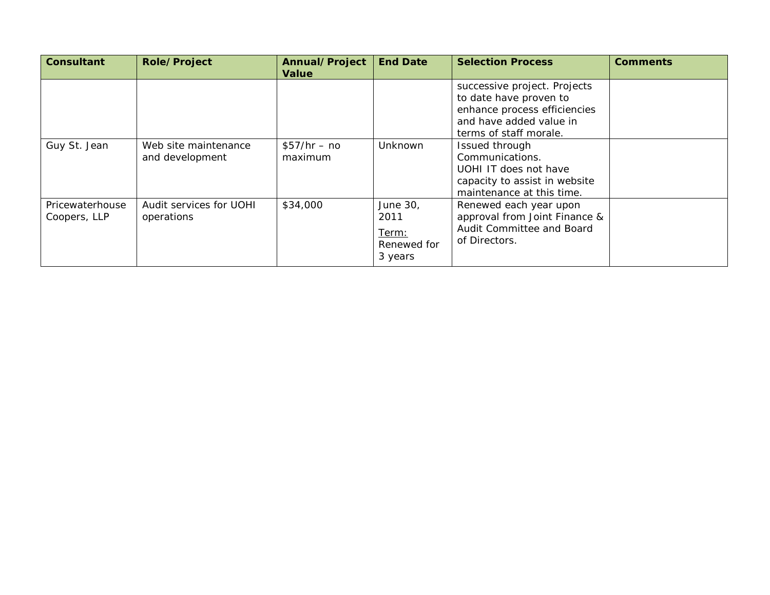| Consultant | Role/Project | Annual/Project Value | End Date | Selection Process | Comments |
|---|---|---|---|---|---|
| | | | | successive project. Projects to date have proven to enhance process efficiencies and have added value in terms of staff morale. | |
| Guy St. Jean | Web site maintenance and development | $57/hr – no maximum | Unknown | Issued through Communications. UOHI IT does not have capacity to assist in website maintenance at this time. | |
| Pricewaterhouse Coopers, LLP | Audit services for UOHI operations | $34,000 | June 30, 2011 Term: Renewed for 3 years | Renewed each year upon approval from Joint Finance & Audit Committee and Board of Directors. | |